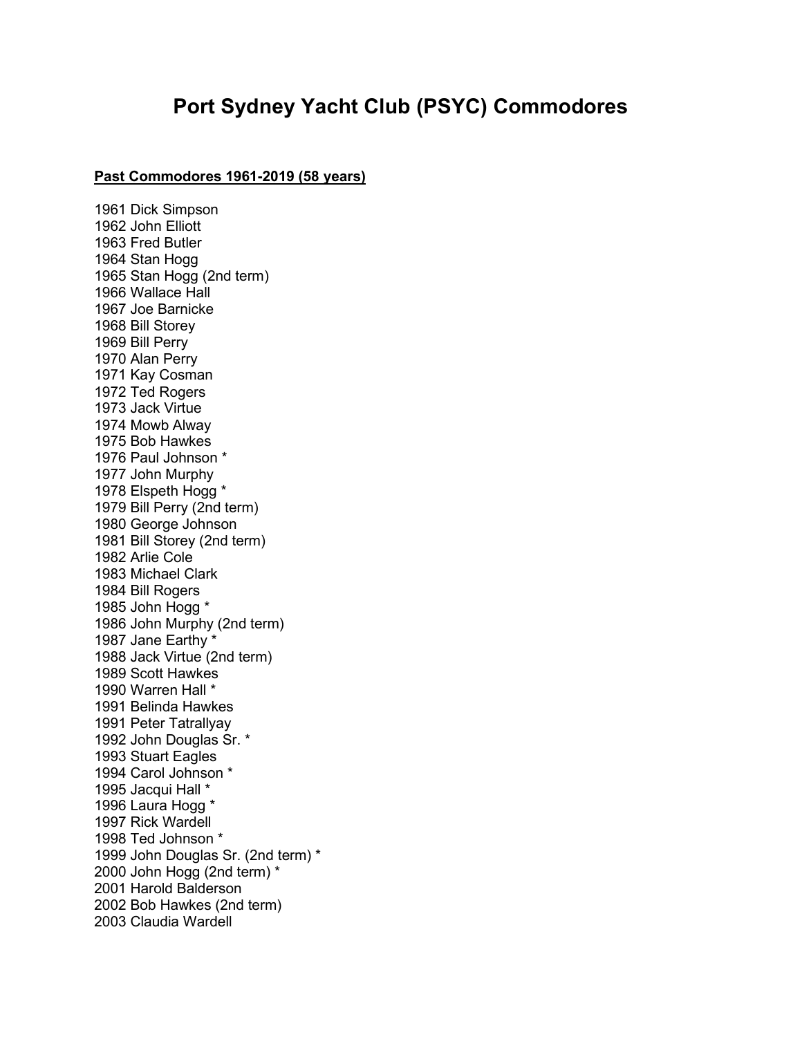# Port Sydney Yacht Club (PSYC) Commodores

**Past Commodores 1961-2019 (58 years)**

1961 Dick Simpson
1962 John Elliott
1963 Fred Butler
1964 Stan Hogg
1965 Stan Hogg (2nd term)
1966 Wallace Hall
1967 Joe Barnicke
1968 Bill Storey
1969 Bill Perry
1970 Alan Perry
1971 Kay Cosman
1972 Ted Rogers
1973 Jack Virtue
1974 Mowb Alway
1975 Bob Hawkes
1976 Paul Johnson *
1977 John Murphy
1978 Elspeth Hogg *
1979 Bill Perry (2nd term)
1980 George Johnson
1981 Bill Storey (2nd term)
1982 Arlie Cole
1983 Michael Clark
1984 Bill Rogers
1985 John Hogg *
1986 John Murphy (2nd term)
1987 Jane Earthy *
1988 Jack Virtue (2nd term)
1989 Scott Hawkes
1990 Warren Hall *
1991 Belinda Hawkes
1991 Peter Tatrallyay
1992 John Douglas Sr. *
1993 Stuart Eagles
1994 Carol Johnson *
1995 Jacqui Hall *
1996 Laura Hogg *
1997 Rick Wardell
1998 Ted Johnson *
1999 John Douglas Sr. (2nd term) *
2000 John Hogg (2nd term) *
2001 Harold Balderson
2002 Bob Hawkes (2nd term)
2003 Claudia Wardell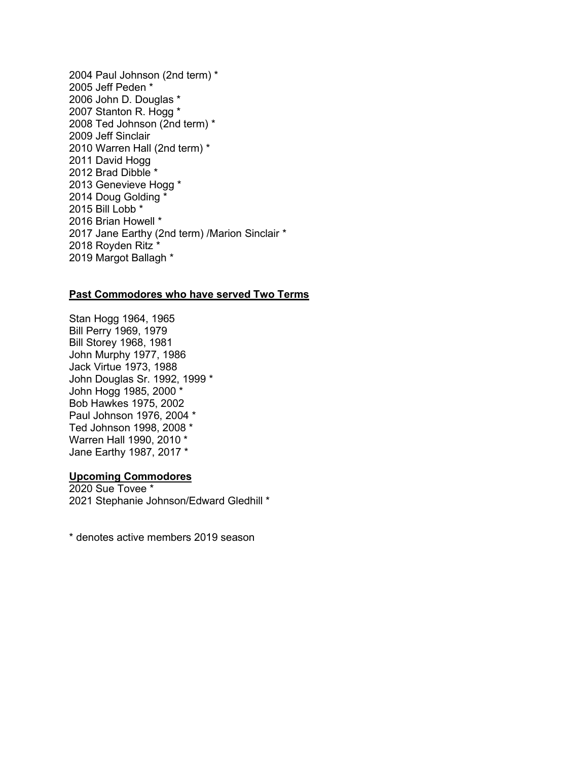2004 Paul Johnson (2nd term) *
2005 Jeff Peden *
2006 John D. Douglas *
2007 Stanton R. Hogg *
2008 Ted Johnson (2nd term) *
2009 Jeff Sinclair
2010 Warren Hall (2nd term) *
2011 David Hogg
2012 Brad Dibble *
2013 Genevieve Hogg *
2014 Doug Golding *
2015 Bill Lobb *
2016 Brian Howell *
2017 Jane Earthy (2nd term) /Marion Sinclair *
2018 Royden Ritz *
2019 Margot Ballagh *

**Past Commodores who have served Two Terms**

Stan Hogg 1964, 1965
Bill Perry 1969, 1979
Bill Storey 1968, 1981
John Murphy 1977, 1986
Jack Virtue 1973, 1988
John Douglas Sr. 1992, 1999 *
John Hogg 1985, 2000 *
Bob Hawkes 1975, 2002
Paul Johnson 1976, 2004 *
Ted Johnson 1998, 2008 *
Warren Hall 1990, 2010 *
Jane Earthy 1987, 2017 *

**Upcoming Commodores**

2020 Sue Tovee *
2021 Stephanie Johnson/Edward Gledhill *

* denotes active members 2019 season